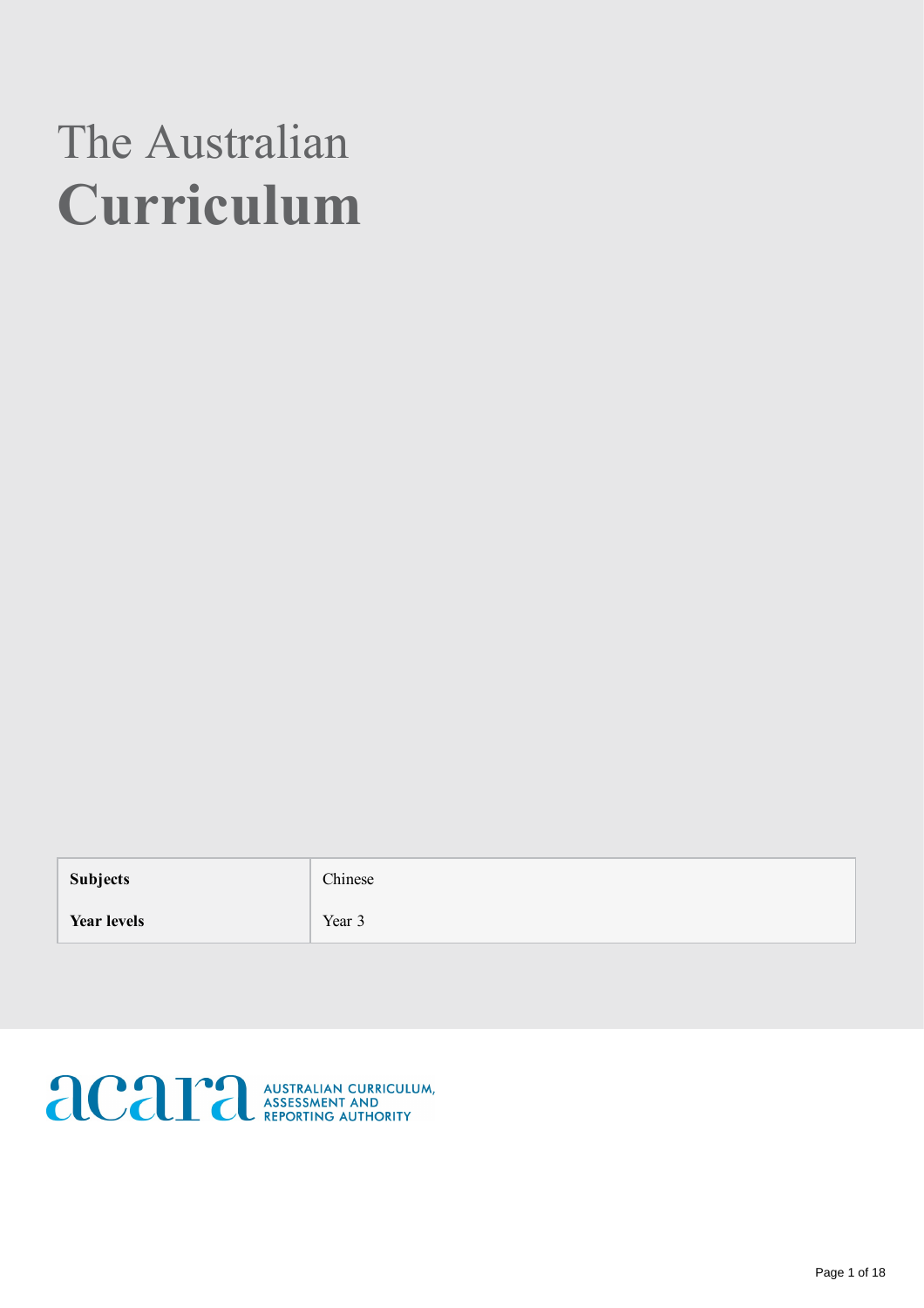# The Australian
# Curriculum

| Subjects | Chinese |
|---|---|
| Year levels | Year 3 |

acara AUSTRALIAN CURRICULUM, ASSESSMENT AND REPORTING AUTHORITY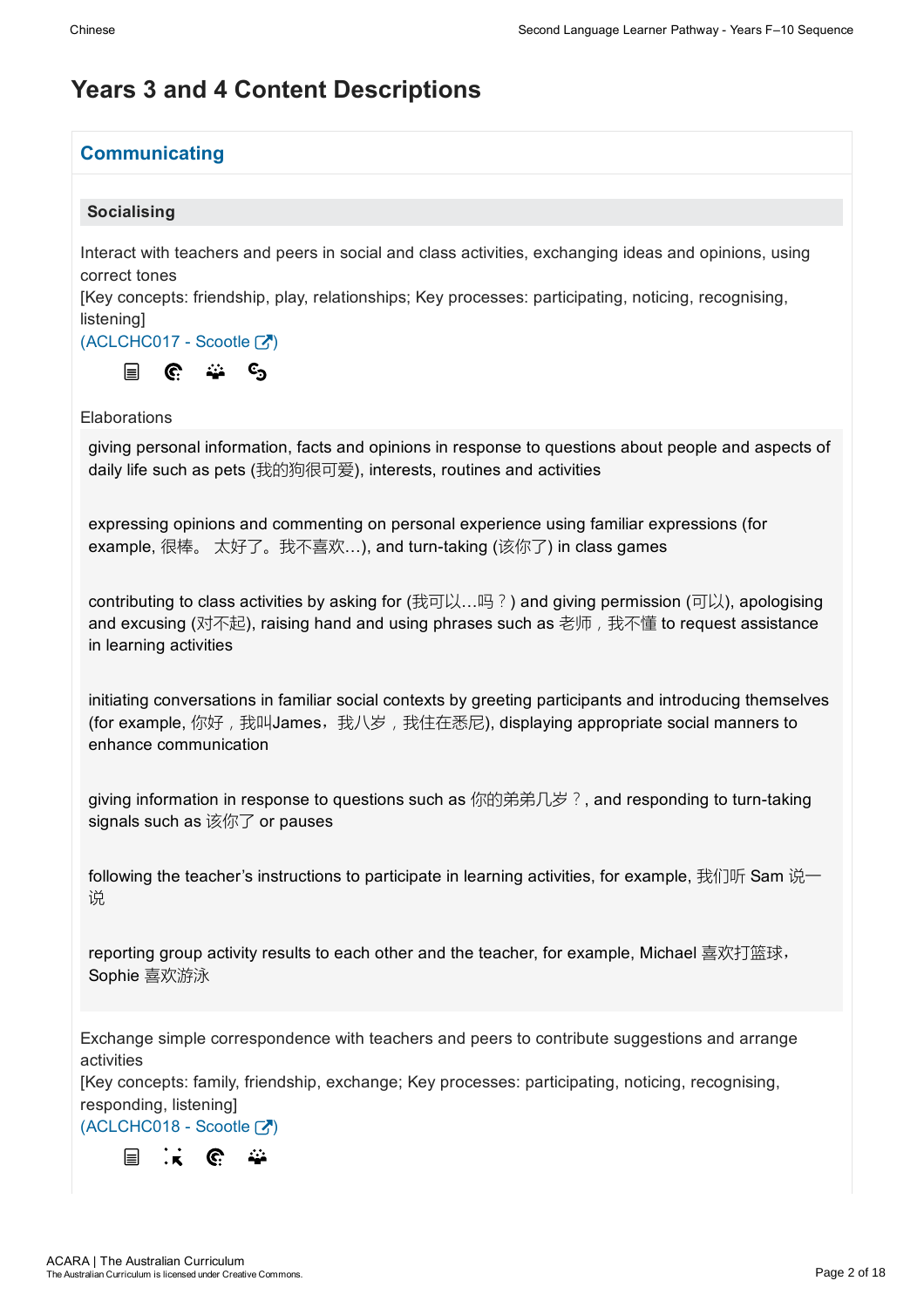# Years 3 and 4 Content Descriptions

## Communicating

### Socialising

Interact with teachers and peers in social and class activities, exchanging ideas and opinions, using correct tones
[Key concepts: friendship, play, relationships; Key processes: participating, noticing, recognising, listening]
(ACLCHC017 - Scootle )

Elaborations

- giving personal information, facts and opinions in response to questions about people and aspects of daily life such as pets (我的狗很可爱), interests, routines and activities
- expressing opinions and commenting on personal experience using familiar expressions (for example, 很棒。 太好了。我不喜欢…), and turn-taking (该你了) in class games
- contributing to class activities by asking for (我可以…吗？) and giving permission (可以), apologising and excusing (对不起), raising hand and using phrases such as 老师，我不懂 to request assistance in learning activities
- initiating conversations in familiar social contexts by greeting participants and introducing themselves (for example, 你好，我叫James，我八岁，我住在悉尼), displaying appropriate social manners to enhance communication
- giving information in response to questions such as 你的弟弟几岁？, and responding to turn-taking signals such as 该你了 or pauses
- following the teacher's instructions to participate in learning activities, for example, 我们听 Sam 说一说
- reporting group activity results to each other and the teacher, for example, Michael 喜欢打篮球，Sophie 喜欢游泳

Exchange simple correspondence with teachers and peers to contribute suggestions and arrange activities
[Key concepts: family, friendship, exchange; Key processes: participating, noticing, recognising, responding, listening]
(ACLCHC018 - Scootle )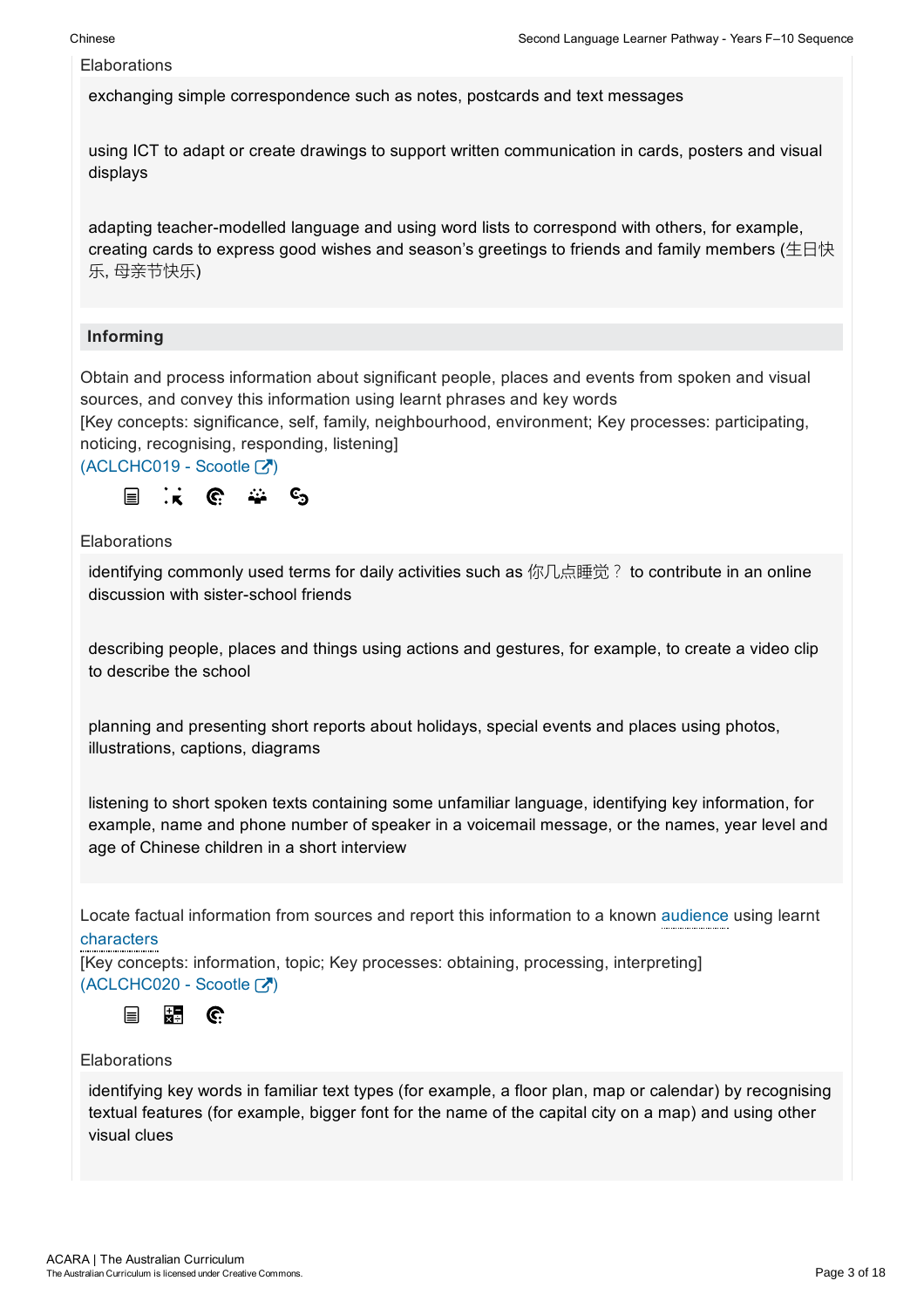Elaborations

exchanging simple correspondence such as notes, postcards and text messages

using ICT to adapt or create drawings to support written communication in cards, posters and visual displays

adapting teacher-modelled language and using word lists to correspond with others, for example, creating cards to express good wishes and season's greetings to friends and family members (生日快乐, 母亲节快乐)

### Informing

Obtain and process information about significant people, places and events from spoken and visual sources, and convey this information using learnt phrases and key words
[Key concepts: significance, self, family, neighbourhood, environment; Key processes: participating, noticing, recognising, responding, listening]
(ACLCHC019 - Scootle)

Elaborations

identifying commonly used terms for daily activities such as 你几点睡觉？ to contribute in an online discussion with sister-school friends

describing people, places and things using actions and gestures, for example, to create a video clip to describe the school

planning and presenting short reports about holidays, special events and places using photos, illustrations, captions, diagrams

listening to short spoken texts containing some unfamiliar language, identifying key information, for example, name and phone number of speaker in a voicemail message, or the names, year level and age of Chinese children in a short interview

Locate factual information from sources and report this information to a known audience using learnt characters
[Key concepts: information, topic; Key processes: obtaining, processing, interpreting]
(ACLCHC020 - Scootle)

Elaborations

identifying key words in familiar text types (for example, a floor plan, map or calendar) by recognising textual features (for example, bigger font for the name of the capital city on a map) and using other visual clues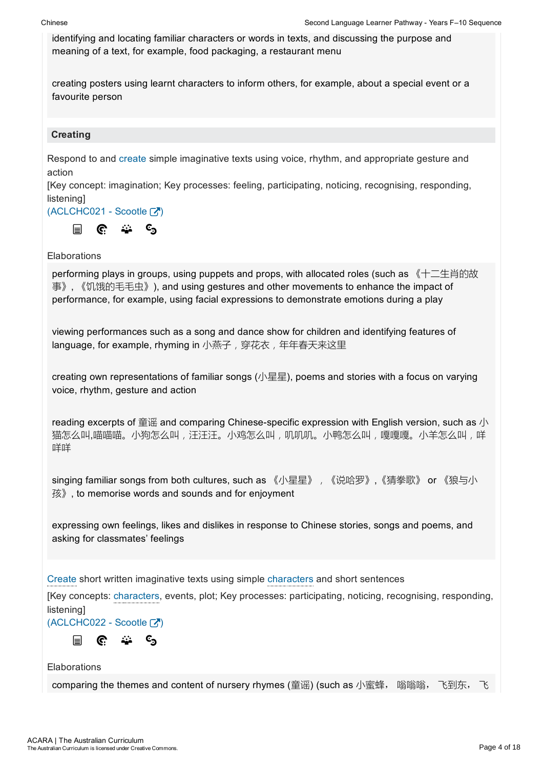identifying and locating familiar characters or words in texts, and discussing the purpose and meaning of a text, for example, food packaging, a restaurant menu

creating posters using learnt characters to inform others, for example, about a special event or a favourite person

### Creating

Respond to and create simple imaginative texts using voice, rhythm, and appropriate gesture and action
[Key concept: imagination; Key processes: feeling, participating, noticing, recognising, responding, listening]
(ACLCHC021 - Scootle )

Elaborations

performing plays in groups, using puppets and props, with allocated roles (such as 《十二生肖的故事》, 《饥饿的毛毛虫》), and using gestures and other movements to enhance the impact of performance, for example, using facial expressions to demonstrate emotions during a play

viewing performances such as a song and dance show for children and identifying features of language, for example, rhyming in 小燕子，穿花衣，年年春天来这里

creating own representations of familiar songs (小星星), poems and stories with a focus on varying voice, rhythm, gesture and action

reading excerpts of 童谣 and comparing Chinese-specific expression with English version, such as 小猫怎么叫,喵喵喵。小狗怎么叫，汪汪汪。小鸡怎么叫，叽叽叽。小鸭怎么叫，嘎嘎嘎。小羊怎么叫，咩咩

singing familiar songs from both cultures, such as 《小星星》，《说哈罗》,《猜拳歌》 or 《狼与小孩》, to memorise words and sounds and for enjoyment

expressing own feelings, likes and dislikes in response to Chinese stories, songs and poems, and asking for classmates' feelings

Create short written imaginative texts using simple characters and short sentences
[Key concepts: characters, events, plot; Key processes: participating, noticing, recognising, responding, listening]
(ACLCHC022 - Scootle )

Elaborations

comparing the themes and content of nursery rhymes (童谣) (such as 小蜜蜂， 嗡嗡嗡， 飞到东， 飞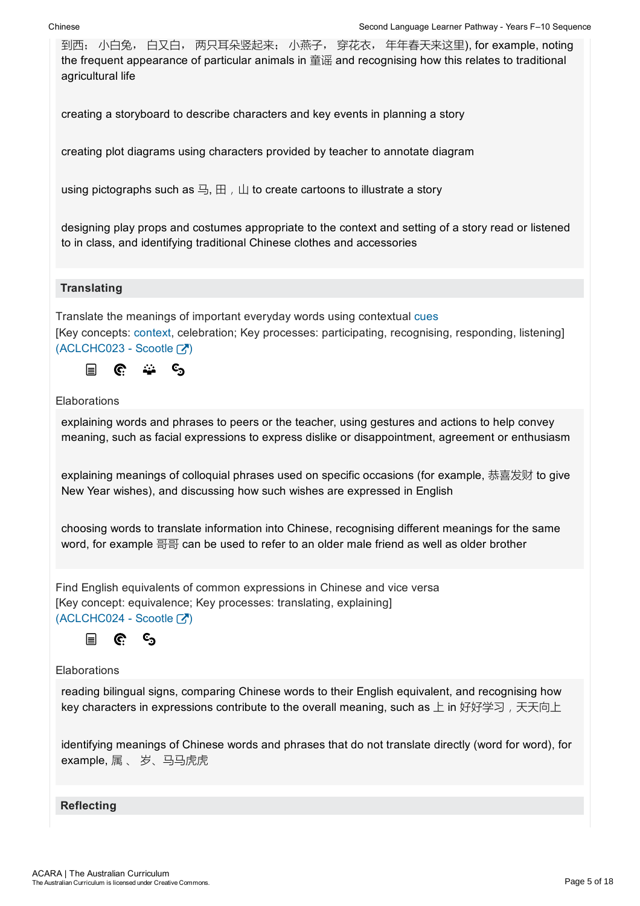到西；小白兔，白又白，两只耳朵竖起来；小燕子，穿花衣，年年春天来这里), for example, noting the frequent appearance of particular animals in 童谣 and recognising how this relates to traditional agricultural life

creating a storyboard to describe characters and key events in planning a story

creating plot diagrams using characters provided by teacher to annotate diagram

using pictographs such as 马, 田，山 to create cartoons to illustrate a story

designing play props and costumes appropriate to the context and setting of a story read or listened to in class, and identifying traditional Chinese clothes and accessories

## Translating

Translate the meanings of important everyday words using contextual cues
[Key concepts: context, celebration; Key processes: participating, recognising, responding, listening]
(ACLCHC023 - Scootle)

Elaborations

explaining words and phrases to peers or the teacher, using gestures and actions to help convey meaning, such as facial expressions to express dislike or disappointment, agreement or enthusiasm

explaining meanings of colloquial phrases used on specific occasions (for example, 恭喜发财 to give New Year wishes), and discussing how such wishes are expressed in English

choosing words to translate information into Chinese, recognising different meanings for the same word, for example 哥哥 can be used to refer to an older male friend as well as older brother

Find English equivalents of common expressions in Chinese and vice versa
[Key concept: equivalence; Key processes: translating, explaining]
(ACLCHC024 - Scootle)

Elaborations

reading bilingual signs, comparing Chinese words to their English equivalent, and recognising how key characters in expressions contribute to the overall meaning, such as 上 in 好好学习，天天向上

identifying meanings of Chinese words and phrases that do not translate directly (word for word), for example, 属、岁、马马虎虎

## Reflecting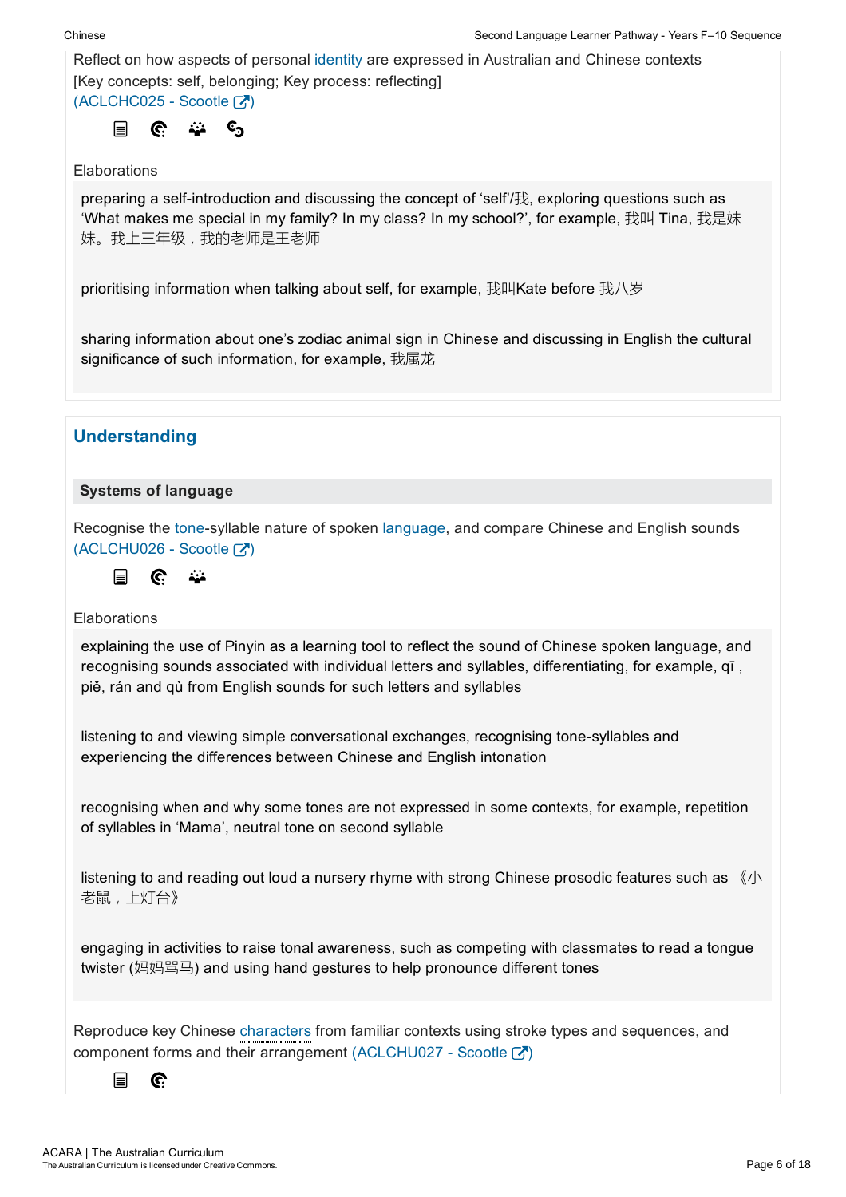Reflect on how aspects of personal identity are expressed in Australian and Chinese contexts
[Key concepts: self, belonging; Key process: reflecting]
(ACLCHC025 - Scootle )

Elaborations

preparing a self-introduction and discussing the concept of 'self'/我, exploring questions such as 'What makes me special in my family? In my class? In my school?', for example, 我叫 Tina, 我是妹妹。我上三年级，我的老师是王老师

prioritising information when talking about self, for example, 我叫Kate before 我八岁

sharing information about one's zodiac animal sign in Chinese and discussing in English the cultural significance of such information, for example, 我属龙

## Understanding

### Systems of language

Recognise the tone-syllable nature of spoken language, and compare Chinese and English sounds
(ACLCHU026 - Scootle )

Elaborations

explaining the use of Pinyin as a learning tool to reflect the sound of Chinese spoken language, and recognising sounds associated with individual letters and syllables, differentiating, for example, qī , piě, rán and qù from English sounds for such letters and syllables

listening to and viewing simple conversational exchanges, recognising tone-syllables and experiencing the differences between Chinese and English intonation

recognising when and why some tones are not expressed in some contexts, for example, repetition of syllables in 'Mama', neutral tone on second syllable

listening to and reading out loud a nursery rhyme with strong Chinese prosodic features such as 《小老鼠，上灯台》

engaging in activities to raise tonal awareness, such as competing with classmates to read a tongue twister (妈妈骂马) and using hand gestures to help pronounce different tones

Reproduce key Chinese characters from familiar contexts using stroke types and sequences, and component forms and their arrangement (ACLCHU027 - Scootle )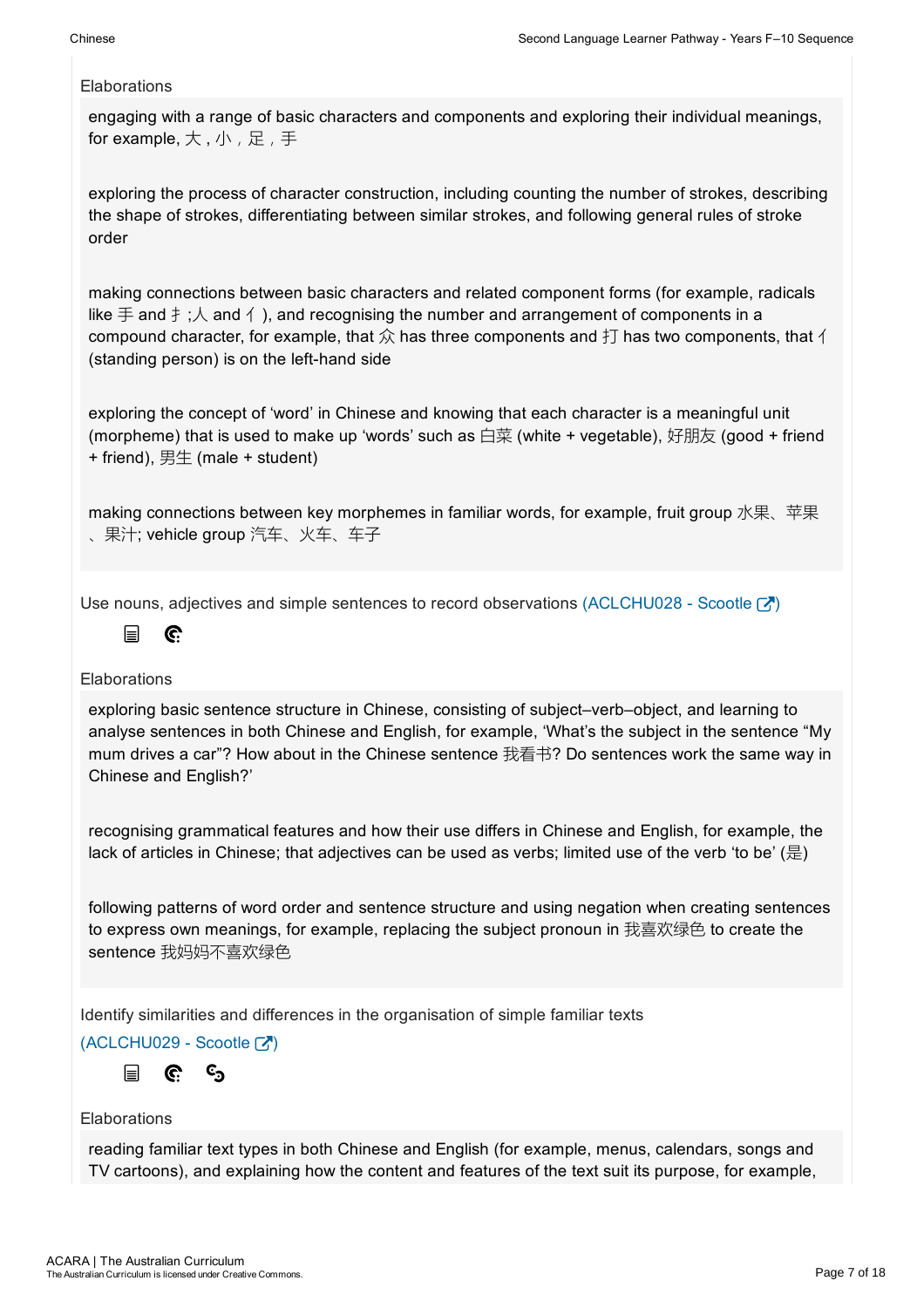Elaborations

engaging with a range of basic characters and components and exploring their individual meanings, for example, 大 , 小 , 足 , 手

exploring the process of character construction, including counting the number of strokes, describing the shape of strokes, differentiating between similar strokes, and following general rules of stroke order

making connections between basic characters and related component forms (for example, radicals like 手 and 扌;人 and 亻), and recognising the number and arrangement of components in a compound character, for example, that 众 has three components and 打 has two components, that 亻 (standing person) is on the left-hand side

exploring the concept of 'word' in Chinese and knowing that each character is a meaningful unit (morpheme) that is used to make up 'words' such as 白菜 (white + vegetable), 好朋友 (good + friend + friend), 男生 (male + student)

making connections between key morphemes in familiar words, for example, fruit group 水果、苹果、果汁; vehicle group 汽车、火车、车子

Use nouns, adjectives and simple sentences to record observations (ACLCHU028 - Scootle)

Elaborations

exploring basic sentence structure in Chinese, consisting of subject–verb–object, and learning to analyse sentences in both Chinese and English, for example, 'What's the subject in the sentence "My mum drives a car"? How about in the Chinese sentence 我看书? Do sentences work the same way in Chinese and English?'

recognising grammatical features and how their use differs in Chinese and English, for example, the lack of articles in Chinese; that adjectives can be used as verbs; limited use of the verb 'to be' (是)

following patterns of word order and sentence structure and using negation when creating sentences to express own meanings, for example, replacing the subject pronoun in 我喜欢绿色 to create the sentence 我妈妈不喜欢绿色

Identify similarities and differences in the organisation of simple familiar texts (ACLCHU029 - Scootle)

Elaborations

reading familiar text types in both Chinese and English (for example, menus, calendars, songs and TV cartoons), and explaining how the content and features of the text suit its purpose, for example,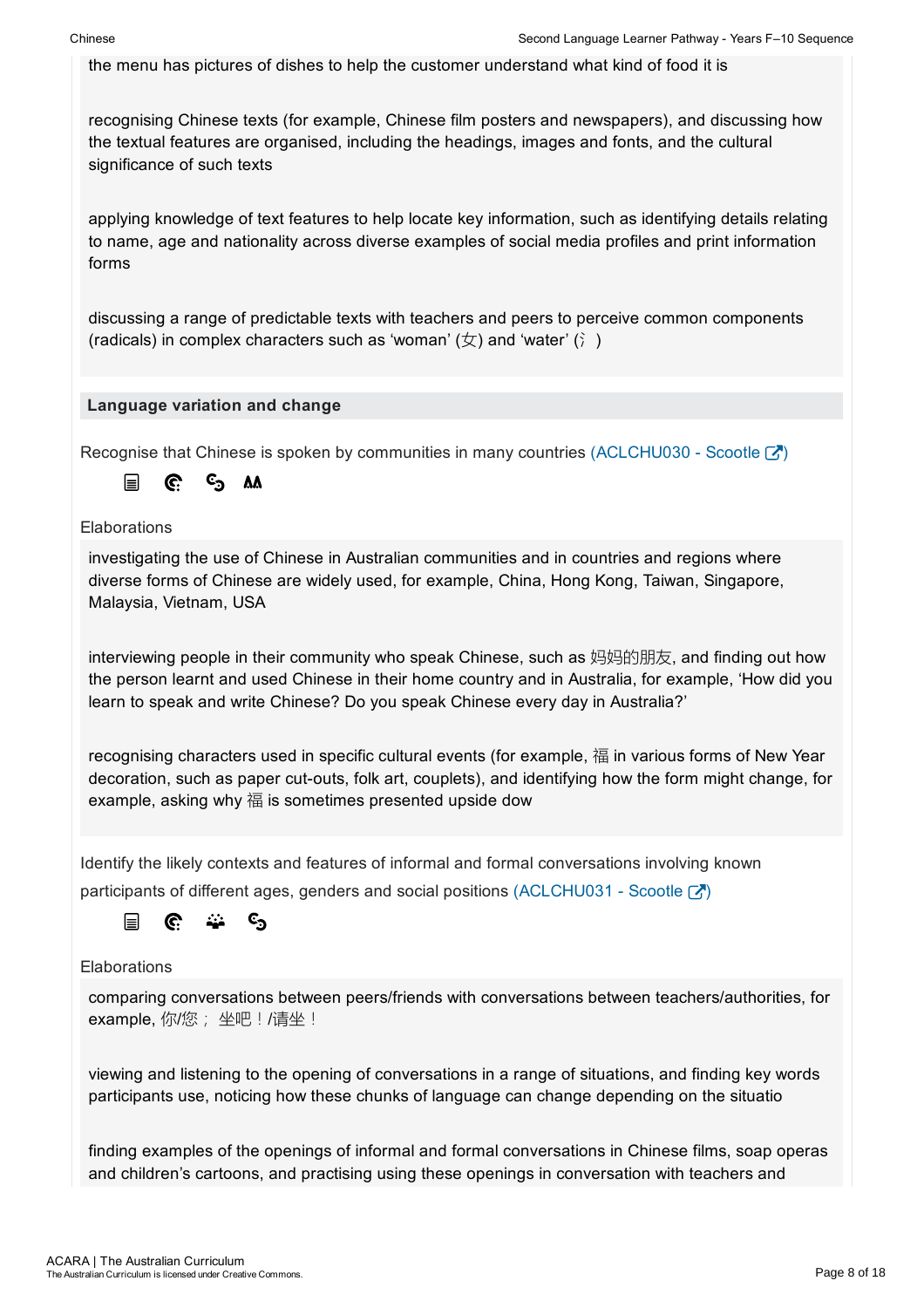the menu has pictures of dishes to help the customer understand what kind of food it is

recognising Chinese texts (for example, Chinese film posters and newspapers), and discussing how the textual features are organised, including the headings, images and fonts, and the cultural significance of such texts

applying knowledge of text features to help locate key information, such as identifying details relating to name, age and nationality across diverse examples of social media profiles and print information forms

discussing a range of predictable texts with teachers and peers to perceive common components (radicals) in complex characters such as 'woman' (女) and 'water' (氵)

**Language variation and change**

Recognise that Chinese is spoken by communities in many countries (ACLCHU030 - Scootle)

Elaborations

investigating the use of Chinese in Australian communities and in countries and regions where diverse forms of Chinese are widely used, for example, China, Hong Kong, Taiwan, Singapore, Malaysia, Vietnam, USA

interviewing people in their community who speak Chinese, such as 妈妈的朋友, and finding out how the person learnt and used Chinese in their home country and in Australia, for example, 'How did you learn to speak and write Chinese? Do you speak Chinese every day in Australia?'

recognising characters used in specific cultural events (for example, 福 in various forms of New Year decoration, such as paper cut-outs, folk art, couplets), and identifying how the form might change, for example, asking why 福 is sometimes presented upside dow

Identify the likely contexts and features of informal and formal conversations involving known participants of different ages, genders and social positions (ACLCHU031 - Scootle)

Elaborations

comparing conversations between peers/friends with conversations between teachers/authorities, for example, 你/您； 坐吧！/请坐！

viewing and listening to the opening of conversations in a range of situations, and finding key words participants use, noticing how these chunks of language can change depending on the situatio

finding examples of the openings of informal and formal conversations in Chinese films, soap operas and children's cartoons, and practising using these openings in conversation with teachers and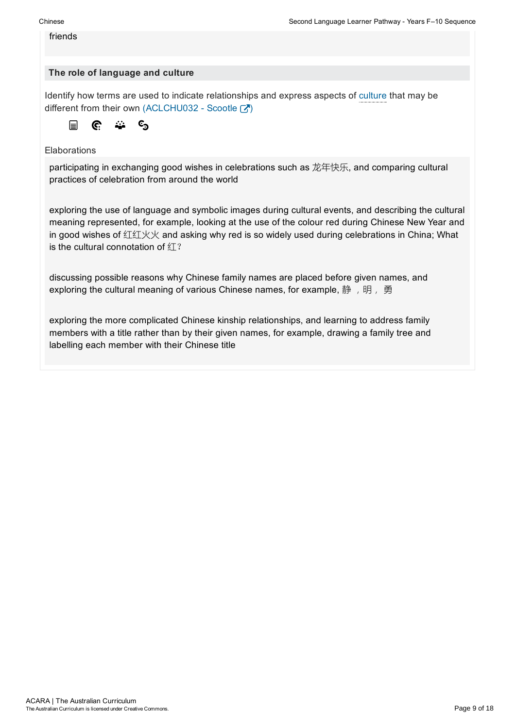friends

### The role of language and culture

Identify how terms are used to indicate relationships and express aspects of culture that may be different from their own (ACLCHU032 - Scootle)

Elaborations

participating in exchanging good wishes in celebrations such as 龙年快乐, and comparing cultural practices of celebration from around the world

exploring the use of language and symbolic images during cultural events, and describing the cultural meaning represented, for example, looking at the use of the colour red during Chinese New Year and in good wishes of 红红火火 and asking why red is so widely used during celebrations in China; What is the cultural connotation of 红?

discussing possible reasons why Chinese family names are placed before given names, and exploring the cultural meaning of various Chinese names, for example, 静 ，明， 勇

exploring the more complicated Chinese kinship relationships, and learning to address family members with a title rather than by their given names, for example, drawing a family tree and labelling each member with their Chinese title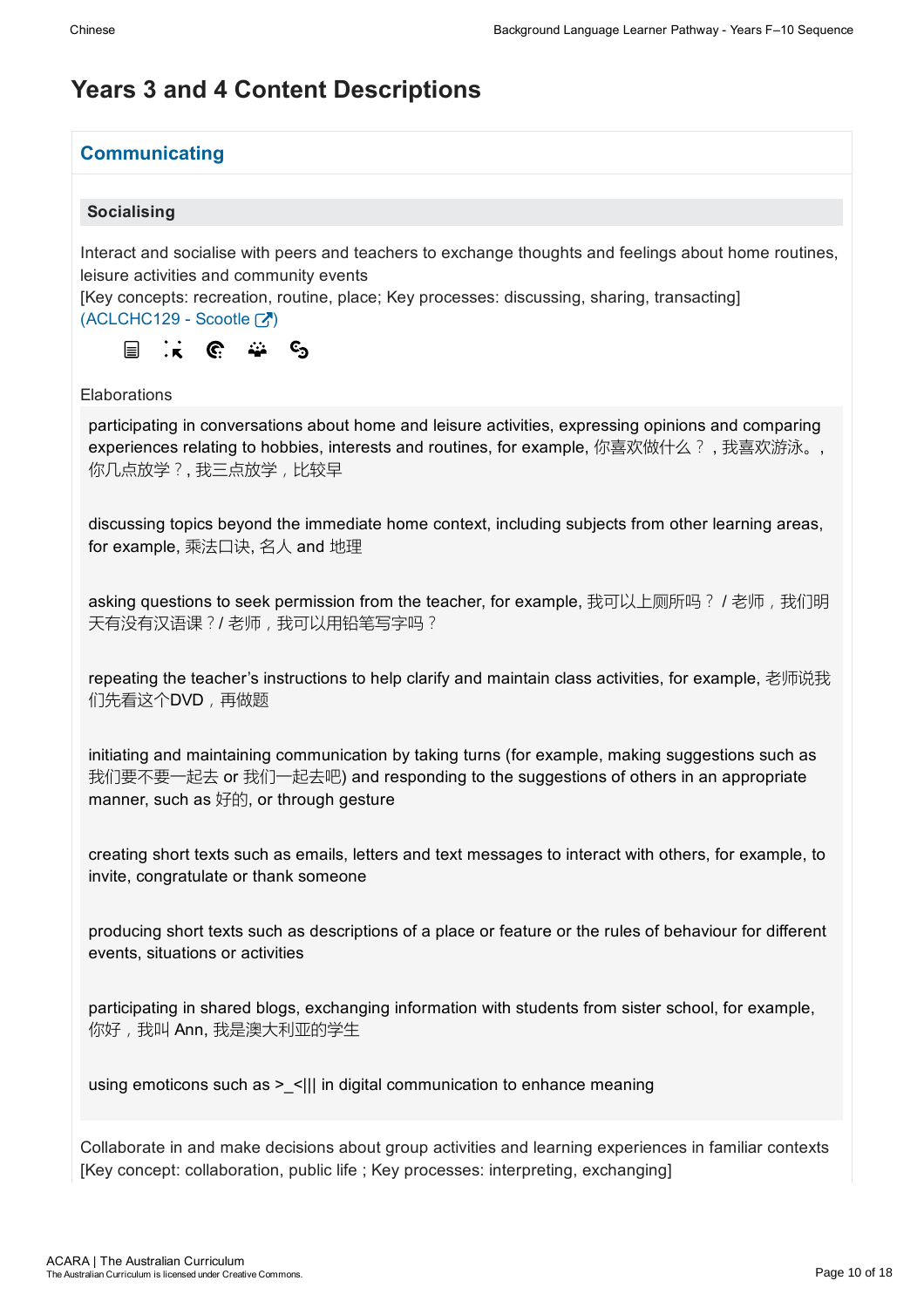# Years 3 and 4 Content Descriptions

## Communicating

### Socialising

Interact and socialise with peers and teachers to exchange thoughts and feelings about home routines, leisure activities and community events
[Key concepts: recreation, routine, place; Key processes: discussing, sharing, transacting]
(ACLCHC129 - Scootle )

Elaborations

participating in conversations about home and leisure activities, expressing opinions and comparing experiences relating to hobbies, interests and routines, for example, 你喜欢做什么？，我喜欢游泳。，你几点放学？, 我三点放学，比较早

discussing topics beyond the immediate home context, including subjects from other learning areas, for example, 乘法口诀, 名人 and 地理

asking questions to seek permission from the teacher, for example, 我可以上厕所吗？ / 老师，我们明天有没有汉语课？/ 老师，我可以用铅笔写字吗？

repeating the teacher's instructions to help clarify and maintain class activities, for example, 老师说我们先看这个DVD，再做题

initiating and maintaining communication by taking turns (for example, making suggestions such as 我们要不要一起去 or 我们一起去吧) and responding to the suggestions of others in an appropriate manner, such as 好的, or through gesture

creating short texts such as emails, letters and text messages to interact with others, for example, to invite, congratulate or thank someone

producing short texts such as descriptions of a place or feature or the rules of behaviour for different events, situations or activities

participating in shared blogs, exchanging information with students from sister school, for example, 你好，我叫 Ann, 我是澳大利亚的学生

using emoticons such as >_<||| in digital communication to enhance meaning

Collaborate in and make decisions about group activities and learning experiences in familiar contexts
[Key concept: collaboration, public life ; Key processes: interpreting, exchanging]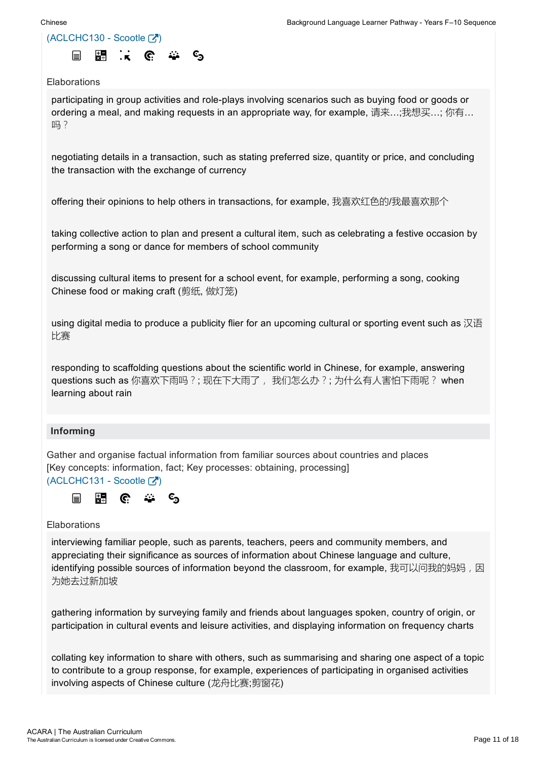(ACLCHC130 - Scootle )

Elaborations

participating in group activities and role-plays involving scenarios such as buying food or goods or ordering a meal, and making requests in an appropriate way, for example, 请来…;我想买…; 你有…吗？

negotiating details in a transaction, such as stating preferred size, quantity or price, and concluding the transaction with the exchange of currency

offering their opinions to help others in transactions, for example, 我喜欢红色的/我最喜欢那个

taking collective action to plan and present a cultural item, such as celebrating a festive occasion by performing a song or dance for members of school community

discussing cultural items to present for a school event, for example, performing a song, cooking Chinese food or making craft (剪纸, 做灯笼)

using digital media to produce a publicity flier for an upcoming cultural or sporting event such as 汉语比赛

responding to scaffolding questions about the scientific world in Chinese, for example, answering questions such as 你喜欢下雨吗？; 现在下大雨了， 我们怎么办？; 为什么有人害怕下雨呢？ when learning about rain

### Informing

Gather and organise factual information from familiar sources about countries and places
[Key concepts: information, fact; Key processes: obtaining, processing]
(ACLCHC131 - Scootle )

Elaborations

interviewing familiar people, such as parents, teachers, peers and community members, and appreciating their significance as sources of information about Chinese language and culture, identifying possible sources of information beyond the classroom, for example, 我可以问我的妈妈，因为她去过新加坡

gathering information by surveying family and friends about languages spoken, country of origin, or participation in cultural events and leisure activities, and displaying information on frequency charts

collating key information to share with others, such as summarising and sharing one aspect of a topic to contribute to a group response, for example, experiences of participating in organised activities involving aspects of Chinese culture (龙舟比赛;剪窗花)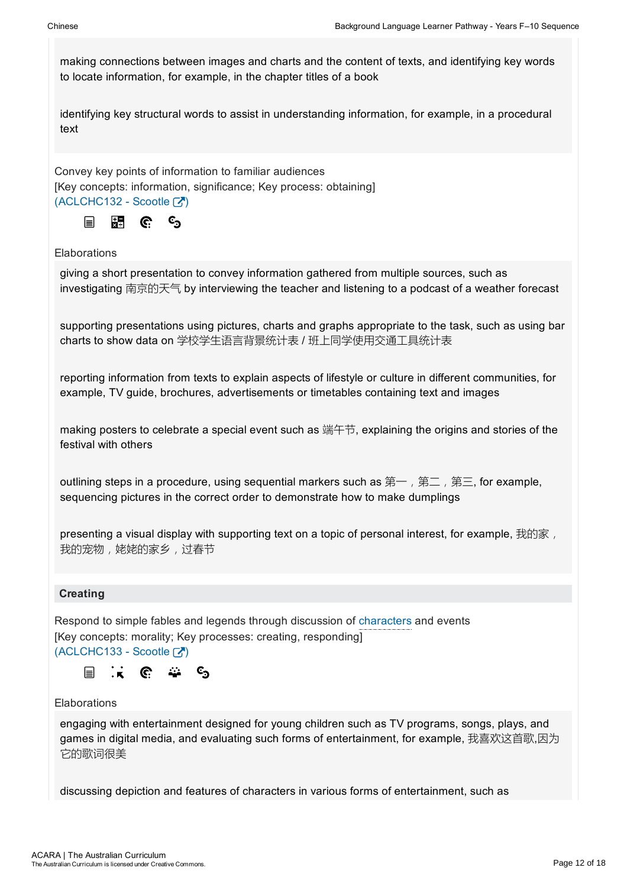making connections between images and charts and the content of texts, and identifying key words to locate information, for example, in the chapter titles of a book

identifying key structural words to assist in understanding information, for example, in a procedural text

Convey key points of information to familiar audiences
[Key concepts: information, significance; Key process: obtaining]
(ACLCHC132 - Scootle )

Elaborations

giving a short presentation to convey information gathered from multiple sources, such as investigating 南京的天气 by interviewing the teacher and listening to a podcast of a weather forecast

supporting presentations using pictures, charts and graphs appropriate to the task, such as using bar charts to show data on 学校学生语言背景统计表 / 班上同学使用交通工具统计表

reporting information from texts to explain aspects of lifestyle or culture in different communities, for example, TV guide, brochures, advertisements or timetables containing text and images

making posters to celebrate a special event such as 端午节, explaining the origins and stories of the festival with others

outlining steps in a procedure, using sequential markers such as 第一，第二，第三, for example, sequencing pictures in the correct order to demonstrate how to make dumplings

presenting a visual display with supporting text on a topic of personal interest, for example, 我的家，我的宠物，姥姥的家乡，过春节

**Creating**

Respond to simple fables and legends through discussion of characters and events
[Key concepts: morality; Key processes: creating, responding]
(ACLCHC133 - Scootle )

Elaborations

engaging with entertainment designed for young children such as TV programs, songs, plays, and games in digital media, and evaluating such forms of entertainment, for example, 我喜欢这首歌,因为它的歌词很美

discussing depiction and features of characters in various forms of entertainment, such as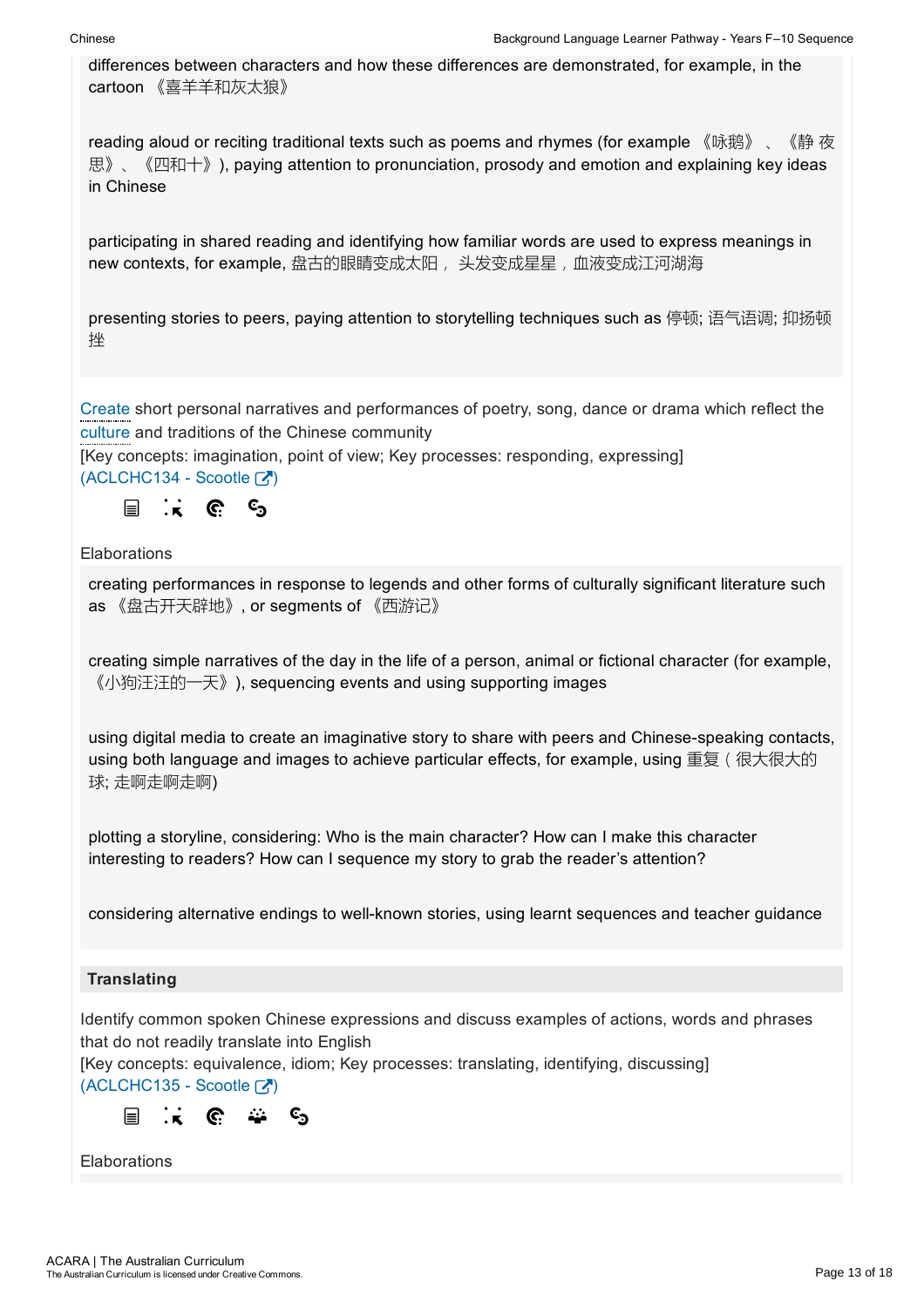differences between characters and how these differences are demonstrated, for example, in the cartoon 《喜羊羊和灰太狼》

reading aloud or reciting traditional texts such as poems and rhymes (for example 《咏鹅》、《静夜思》、《四和十》), paying attention to pronunciation, prosody and emotion and explaining key ideas in Chinese

participating in shared reading and identifying how familiar words are used to express meanings in new contexts, for example, 盘古的眼睛变成太阳， 头发变成星星，血液变成江河湖海

presenting stories to peers, paying attention to storytelling techniques such as 停顿; 语气语调; 抑扬顿挫

Create short personal narratives and performances of poetry, song, dance or drama which reflect the culture and traditions of the Chinese community
[Key concepts: imagination, point of view; Key processes: responding, expressing]
(ACLCHC134 - Scootle)

Elaborations

creating performances in response to legends and other forms of culturally significant literature such as 《盘古开天辟地》, or segments of 《西游记》

creating simple narratives of the day in the life of a person, animal or fictional character (for example, 《小狗汪汪的一天》), sequencing events and using supporting images

using digital media to create an imaginative story to share with peers and Chinese-speaking contacts, using both language and images to achieve particular effects, for example, using 重复（很大很大的球; 走啊走啊走啊)

plotting a storyline, considering: Who is the main character? How can I make this character interesting to readers? How can I sequence my story to grab the reader's attention?

considering alternative endings to well-known stories, using learnt sequences and teacher guidance

### Translating

Identify common spoken Chinese expressions and discuss examples of actions, words and phrases that do not readily translate into English
[Key concepts: equivalence, idiom; Key processes: translating, identifying, discussing]
(ACLCHC135 - Scootle)

Elaborations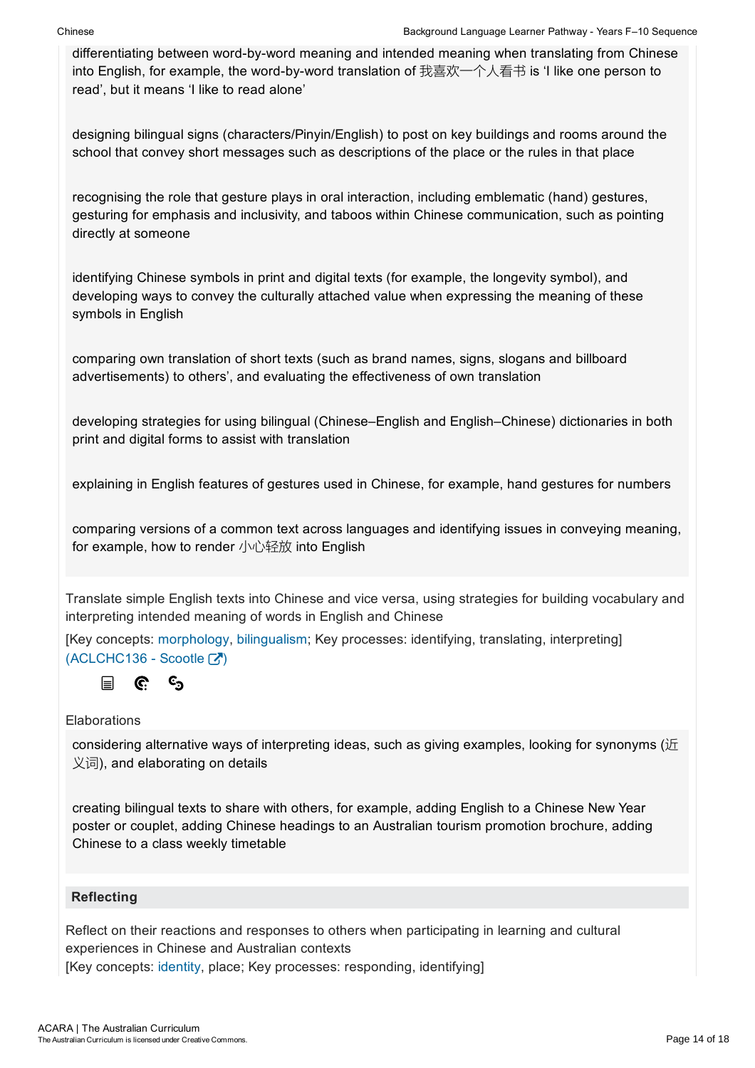differentiating between word-by-word meaning and intended meaning when translating from Chinese into English, for example, the word-by-word translation of 我喜欢一个人看书 is 'I like one person to read', but it means 'I like to read alone'

designing bilingual signs (characters/Pinyin/English) to post on key buildings and rooms around the school that convey short messages such as descriptions of the place or the rules in that place

recognising the role that gesture plays in oral interaction, including emblematic (hand) gestures, gesturing for emphasis and inclusivity, and taboos within Chinese communication, such as pointing directly at someone

identifying Chinese symbols in print and digital texts (for example, the longevity symbol), and developing ways to convey the culturally attached value when expressing the meaning of these symbols in English

comparing own translation of short texts (such as brand names, signs, slogans and billboard advertisements) to others', and evaluating the effectiveness of own translation

developing strategies for using bilingual (Chinese–English and English–Chinese) dictionaries in both print and digital forms to assist with translation

explaining in English features of gestures used in Chinese, for example, hand gestures for numbers

comparing versions of a common text across languages and identifying issues in conveying meaning, for example, how to render 小心轻放 into English

Translate simple English texts into Chinese and vice versa, using strategies for building vocabulary and interpreting intended meaning of words in English and Chinese

[Key concepts: morphology, bilingualism; Key processes: identifying, translating, interpreting] (ACLCHC136 - Scootle )

Elaborations

considering alternative ways of interpreting ideas, such as giving examples, looking for synonyms (近义词), and elaborating on details

creating bilingual texts to share with others, for example, adding English to a Chinese New Year poster or couplet, adding Chinese headings to an Australian tourism promotion brochure, adding Chinese to a class weekly timetable

### Reflecting

Reflect on their reactions and responses to others when participating in learning and cultural experiences in Chinese and Australian contexts
[Key concepts: identity, place; Key processes: responding, identifying]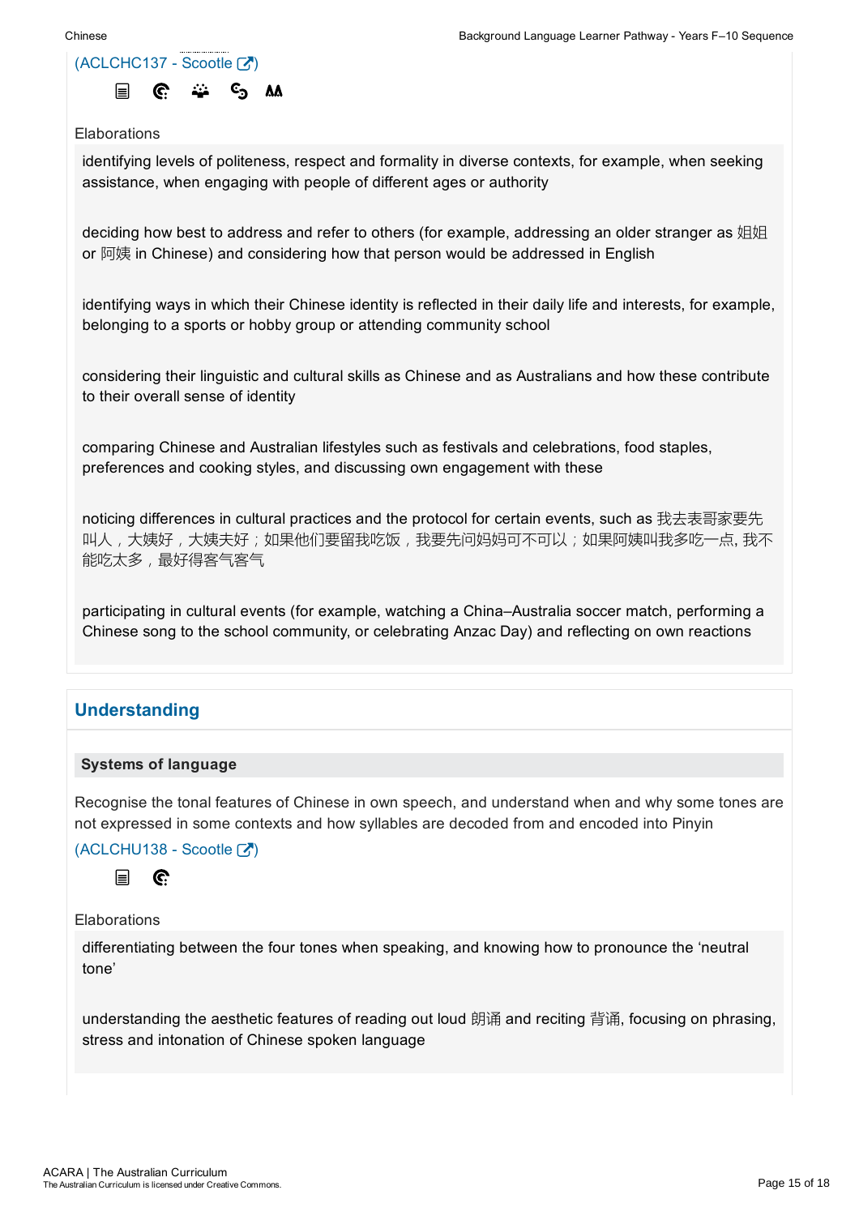(ACLCHC137 - Scootle )

Elaborations

identifying levels of politeness, respect and formality in diverse contexts, for example, when seeking assistance, when engaging with people of different ages or authority

deciding how best to address and refer to others (for example, addressing an older stranger as 姐姐 or 阿姨 in Chinese) and considering how that person would be addressed in English

identifying ways in which their Chinese identity is reflected in their daily life and interests, for example, belonging to a sports or hobby group or attending community school

considering their linguistic and cultural skills as Chinese and as Australians and how these contribute to their overall sense of identity

comparing Chinese and Australian lifestyles such as festivals and celebrations, food staples, preferences and cooking styles, and discussing own engagement with these

noticing differences in cultural practices and the protocol for certain events, such as 我去表哥家要先叫人，大姨好，大姨夫好；如果他们要留我吃饭，我要先问妈妈可不可以；如果阿姨叫我多吃一点, 我不能吃太多，最好得客气客气

participating in cultural events (for example, watching a China–Australia soccer match, performing a Chinese song to the school community, or celebrating Anzac Day) and reflecting on own reactions

## Understanding

### Systems of language

Recognise the tonal features of Chinese in own speech, and understand when and why some tones are not expressed in some contexts and how syllables are decoded from and encoded into Pinyin

(ACLCHU138 - Scootle )

Elaborations

differentiating between the four tones when speaking, and knowing how to pronounce the 'neutral tone'

understanding the aesthetic features of reading out loud 朗诵 and reciting 背诵, focusing on phrasing, stress and intonation of Chinese spoken language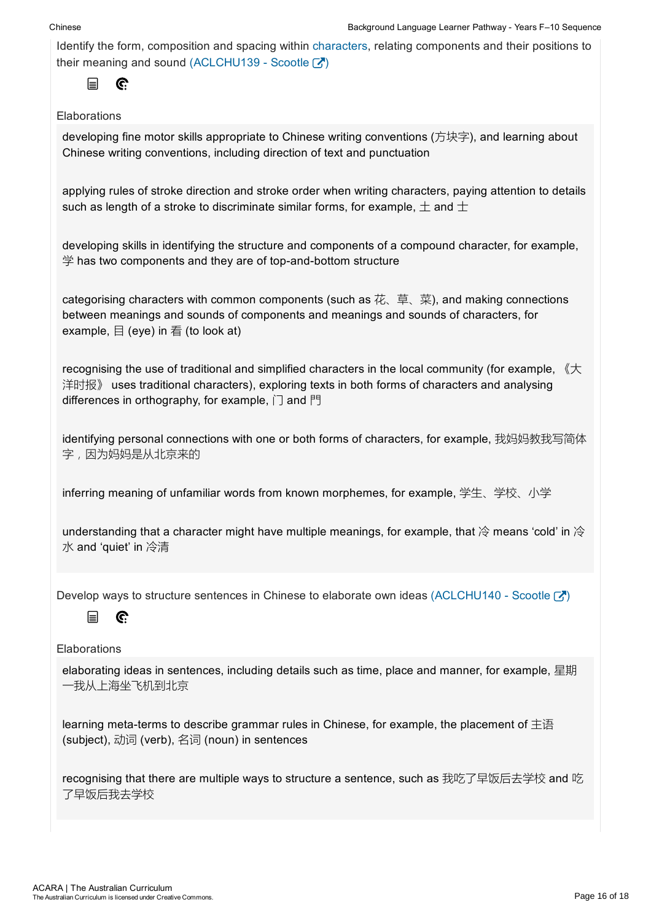Identify the form, composition and spacing within characters, relating components and their positions to their meaning and sound (ACLCHU139 - Scootle)

Elaborations

developing fine motor skills appropriate to Chinese writing conventions (方块字), and learning about Chinese writing conventions, including direction of text and punctuation

applying rules of stroke direction and stroke order when writing characters, paying attention to details such as length of a stroke to discriminate similar forms, for example, 土 and 士

developing skills in identifying the structure and components of a compound character, for example, 学 has two components and they are of top-and-bottom structure

categorising characters with common components (such as 花、草、菜), and making connections between meanings and sounds of components and meanings and sounds of characters, for example, 目 (eye) in 看 (to look at)

recognising the use of traditional and simplified characters in the local community (for example, 《大洋时报》 uses traditional characters), exploring texts in both forms of characters and analysing differences in orthography, for example, 门 and 門

identifying personal connections with one or both forms of characters, for example, 我妈妈教我写简体字，因为妈妈是从北京来的

inferring meaning of unfamiliar words from known morphemes, for example, 学生、学校、小学

understanding that a character might have multiple meanings, for example, that 冷 means 'cold' in 冷水 and 'quiet' in 冷清

Develop ways to structure sentences in Chinese to elaborate own ideas (ACLCHU140 - Scootle)

Elaborations

elaborating ideas in sentences, including details such as time, place and manner, for example, 星期一我从上海坐飞机到北京

learning meta-terms to describe grammar rules in Chinese, for example, the placement of 主语 (subject), 动词 (verb), 名词 (noun) in sentences

recognising that there are multiple ways to structure a sentence, such as 我吃了早饭后去学校 and 吃了早饭后我去学校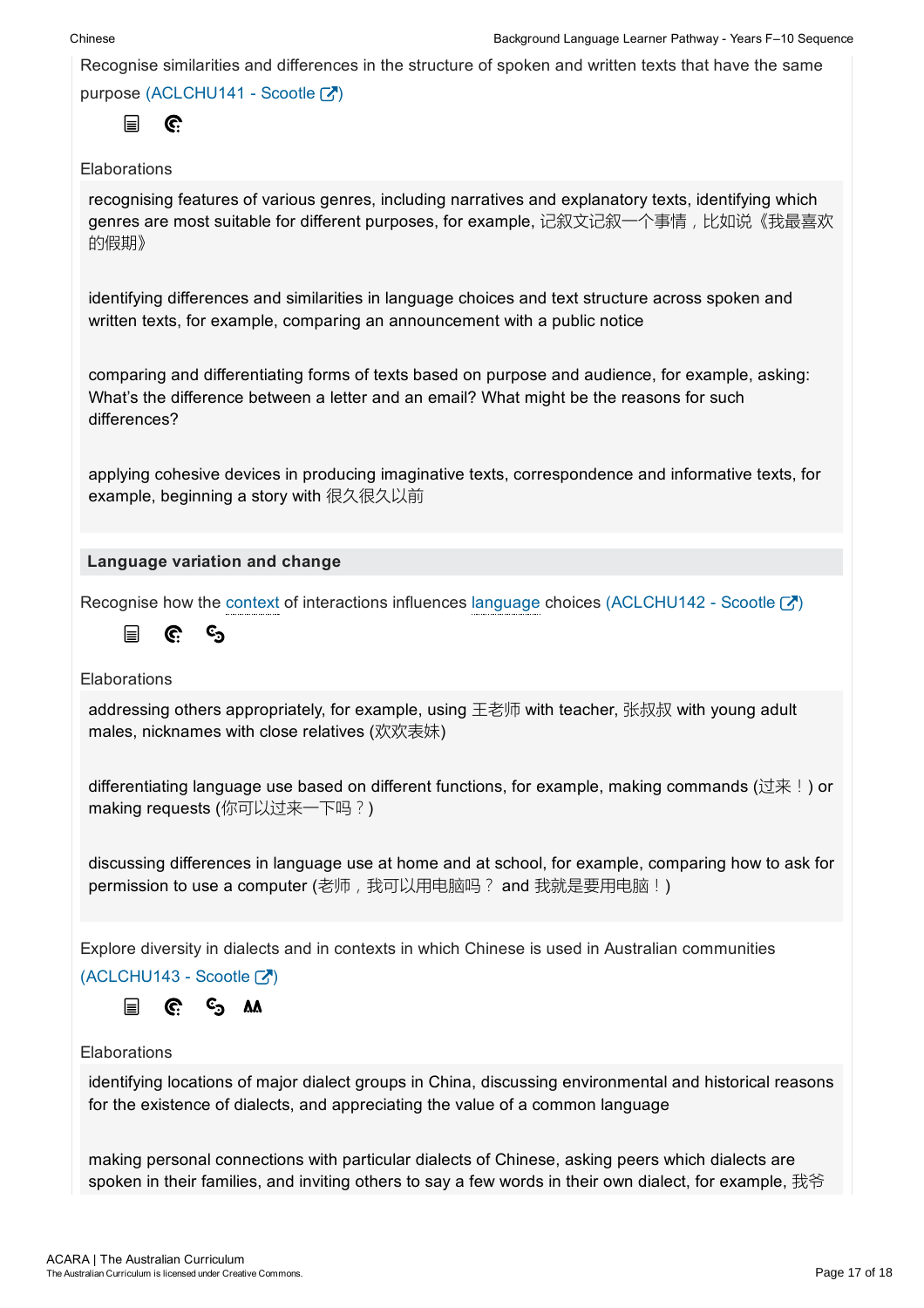Recognise similarities and differences in the structure of spoken and written texts that have the same purpose (ACLCHU141 - Scootle )

Elaborations

recognising features of various genres, including narratives and explanatory texts, identifying which genres are most suitable for different purposes, for example, 记叙文记叙一个事情，比如说《我最喜欢的假期》

identifying differences and similarities in language choices and text structure across spoken and written texts, for example, comparing an announcement with a public notice

comparing and differentiating forms of texts based on purpose and audience, for example, asking: What's the difference between a letter and an email? What might be the reasons for such differences?

applying cohesive devices in producing imaginative texts, correspondence and informative texts, for example, beginning a story with 很久很久以前

## Language variation and change

Recognise how the context of interactions influences language choices (ACLCHU142 - Scootle )

Elaborations

addressing others appropriately, for example, using 王老师 with teacher, 张叔叔 with young adult males, nicknames with close relatives (欢欢表妹)

differentiating language use based on different functions, for example, making commands (过来！) or making requests (你可以过来一下吗？)

discussing differences in language use at home and at school, for example, comparing how to ask for permission to use a computer (老师，我可以用电脑吗？ and 我就是要用电脑！)

Explore diversity in dialects and in contexts in which Chinese is used in Australian communities (ACLCHU143 - Scootle )

Elaborations

identifying locations of major dialect groups in China, discussing environmental and historical reasons for the existence of dialects, and appreciating the value of a common language

making personal connections with particular dialects of Chinese, asking peers which dialects are spoken in their families, and inviting others to say a few words in their own dialect, for example, 我爷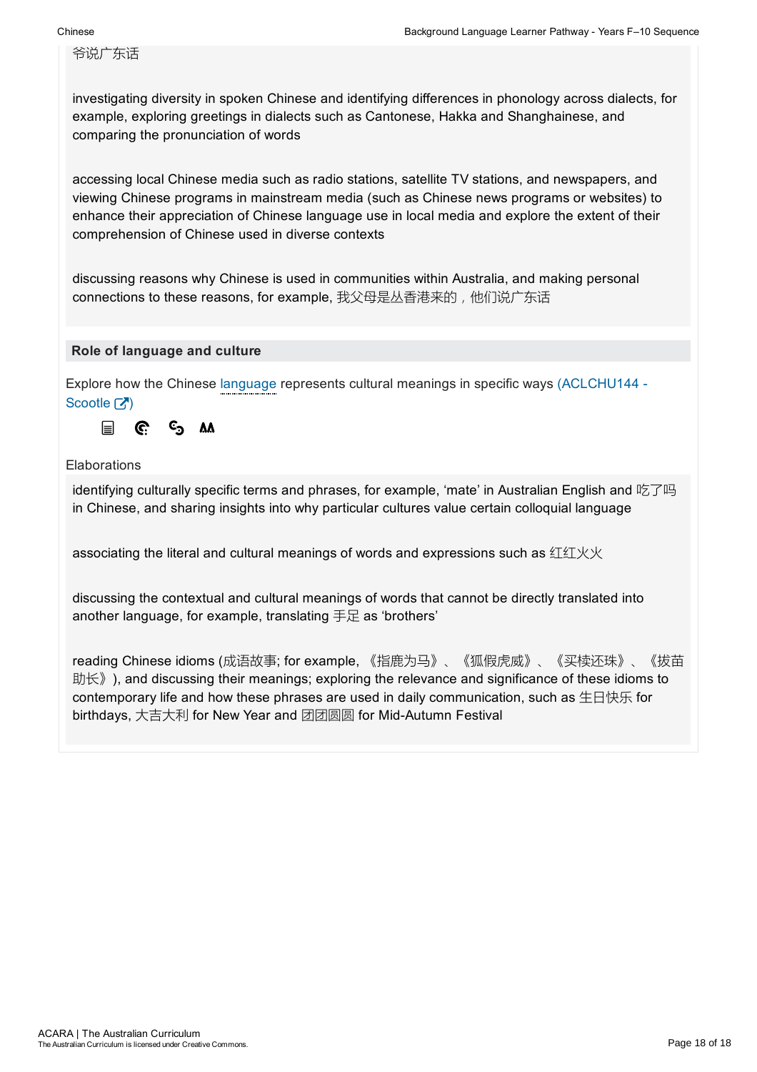爷说广东话

investigating diversity in spoken Chinese and identifying differences in phonology across dialects, for example, exploring greetings in dialects such as Cantonese, Hakka and Shanghainese, and comparing the pronunciation of words

accessing local Chinese media such as radio stations, satellite TV stations, and newspapers, and viewing Chinese programs in mainstream media (such as Chinese news programs or websites) to enhance their appreciation of Chinese language use in local media and explore the extent of their comprehension of Chinese used in diverse contexts

discussing reasons why Chinese is used in communities within Australia, and making personal connections to these reasons, for example, 我父母是从香港来的，他们说广东话

### Role of language and culture

Explore how the Chinese language represents cultural meanings in specific ways (ACLCHU144 - Scootle)

Elaborations

identifying culturally specific terms and phrases, for example, 'mate' in Australian English and 吃了吗 in Chinese, and sharing insights into why particular cultures value certain colloquial language

associating the literal and cultural meanings of words and expressions such as 红红火火

discussing the contextual and cultural meanings of words that cannot be directly translated into another language, for example, translating 手足 as 'brothers'

reading Chinese idioms (成语故事; for example, 《指鹿为马》、《狐假虎威》、《买椟还珠》、《拔苗助长》), and discussing their meanings; exploring the relevance and significance of these idioms to contemporary life and how these phrases are used in daily communication, such as 生日快乐 for birthdays, 大吉大利 for New Year and 团团圆圆 for Mid-Autumn Festival